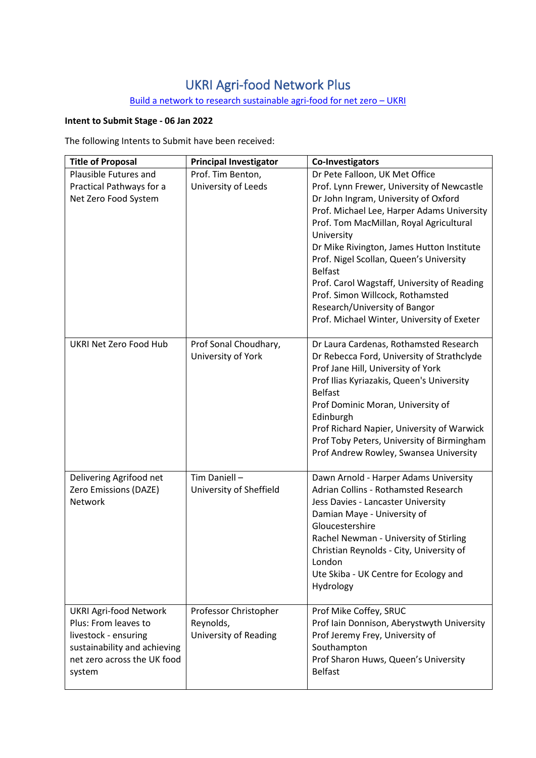# UKRI Agri-food Network Plus

[Build a network to research sustainable agri-food for net zero – UKRI]

**Intent to Submit Stage - 06 Jan 2022**

The following Intents to Submit have been received:

| Title of Proposal | Principal Investigator | Co-Investigators |
|---|---|---|
| Plausible Futures and Practical Pathways for a Net Zero Food System | Prof. Tim Benton, University of Leeds | Dr Pete Falloon, UK Met Office<br>Prof. Lynn Frewer, University of Newcastle<br>Dr John Ingram, University of Oxford<br>Prof. Michael Lee, Harper Adams University<br>Prof. Tom MacMillan, Royal Agricultural University<br>Dr Mike Rivington, James Hutton Institute<br>Prof. Nigel Scollan, Queen's University Belfast<br>Prof. Carol Wagstaff, University of Reading<br>Prof. Simon Willcock, Rothamsted Research/University of Bangor<br>Prof. Michael Winter, University of Exeter |
| UKRI Net Zero Food Hub | Prof Sonal Choudhary, University of York | Dr Laura Cardenas, Rothamsted Research<br>Dr Rebecca Ford, University of Strathclyde<br>Prof Jane Hill, University of York<br>Prof Ilias Kyriazakis, Queen's University Belfast<br>Prof Dominic Moran, University of Edinburgh<br>Prof Richard Napier, University of Warwick<br>Prof Toby Peters, University of Birmingham<br>Prof Andrew Rowley, Swansea University |
| Delivering Agrifood net Zero Emissions (DAZE) Network | Tim Daniell – University of Sheffield | Dawn Arnold - Harper Adams University<br>Adrian Collins - Rothamsted Research<br>Jess Davies - Lancaster University<br>Damian Maye - University of Gloucestershire<br>Rachel Newman - University of Stirling<br>Christian Reynolds - City, University of London<br>Ute Skiba - UK Centre for Ecology and Hydrology |
| UKRI Agri-food Network Plus: From leaves to livestock - ensuring sustainability and achieving net zero across the UK food system | Professor Christopher Reynolds, University of Reading | Prof Mike Coffey, SRUC<br>Prof Iain Donnison, Aberystwyth University<br>Prof Jeremy Frey, University of Southampton<br>Prof Sharon Huws, Queen's University Belfast |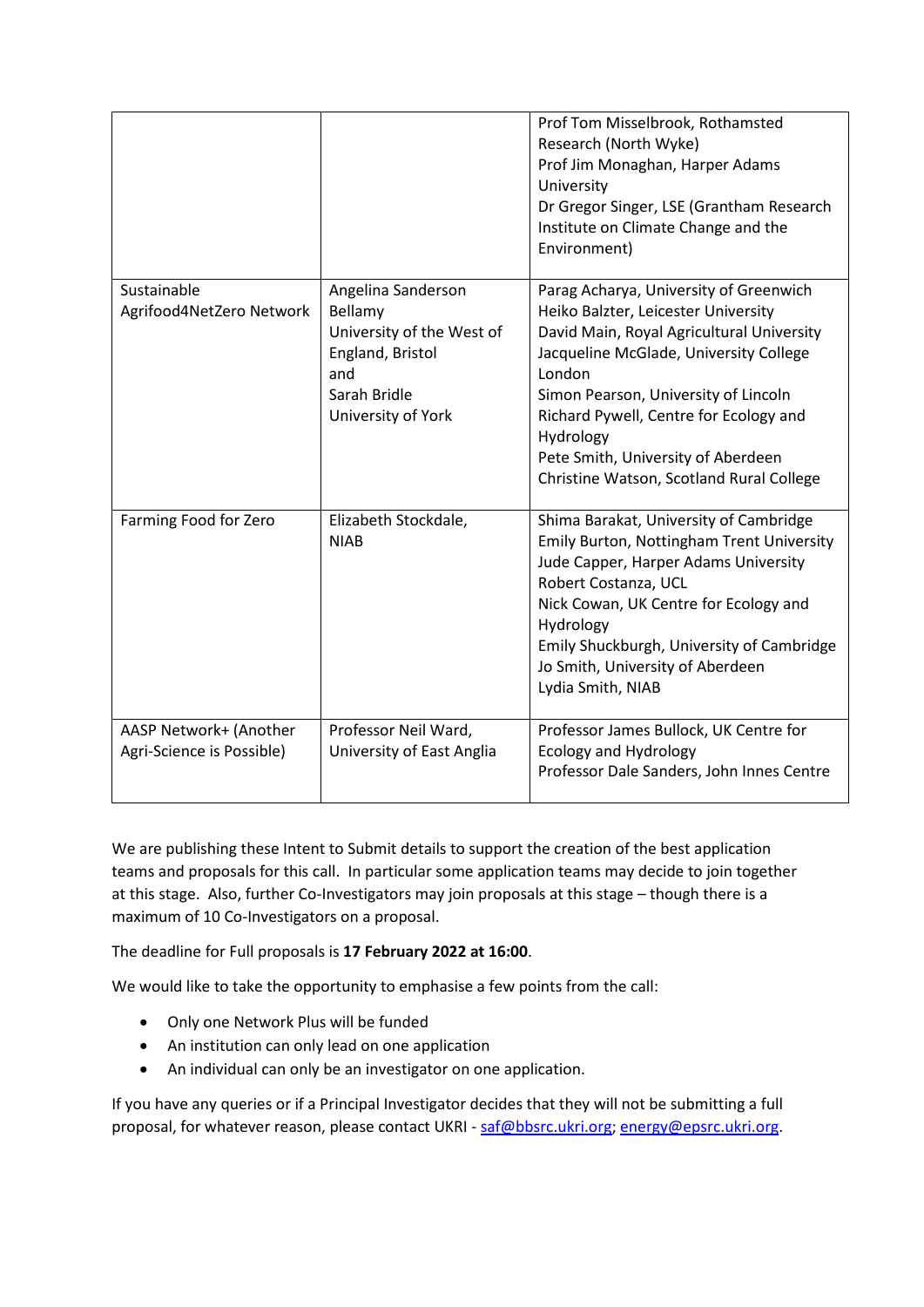| | | |
|---|---|---|
| | | Prof Tom Misselbrook, Rothamsted Research (North Wyke)<br>Prof Jim Monaghan, Harper Adams University<br>Dr Gregor Singer, LSE (Grantham Research Institute on Climate Change and the Environment) |
| Sustainable Agrifood4NetZero Network | Angelina Sanderson Bellamy<br>University of the West of England, Bristol<br>and<br>Sarah Bridle<br>University of York | Parag Acharya, University of Greenwich<br>Heiko Balzter, Leicester University<br>David Main, Royal Agricultural University<br>Jacqueline McGlade, University College London<br>Simon Pearson, University of Lincoln<br>Richard Pywell, Centre for Ecology and Hydrology<br>Pete Smith, University of Aberdeen<br>Christine Watson, Scotland Rural College |
| Farming Food for Zero | Elizabeth Stockdale, NIAB | Shima Barakat, University of Cambridge<br>Emily Burton, Nottingham Trent University<br>Jude Capper, Harper Adams University<br>Robert Costanza, UCL<br>Nick Cowan, UK Centre for Ecology and Hydrology<br>Emily Shuckburgh, University of Cambridge<br>Jo Smith, University of Aberdeen<br>Lydia Smith, NIAB |
| AASP Network+ (Another Agri-Science is Possible) | Professor Neil Ward, University of East Anglia | Professor James Bullock, UK Centre for Ecology and Hydrology<br>Professor Dale Sanders, John Innes Centre |

We are publishing these Intent to Submit details to support the creation of the best application teams and proposals for this call. In particular some application teams may decide to join together at this stage. Also, further Co-Investigators may join proposals at this stage – though there is a maximum of 10 Co-Investigators on a proposal.

The deadline for Full proposals is **17 February 2022 at 16:00**.

We would like to take the opportunity to emphasise a few points from the call:

- Only one Network Plus will be funded
- An institution can only lead on one application
- An individual can only be an investigator on one application.

If you have any queries or if a Principal Investigator decides that they will not be submitting a full proposal, for whatever reason, please contact UKRI - saf@bbsrc.ukri.org; energy@epsrc.ukri.org.